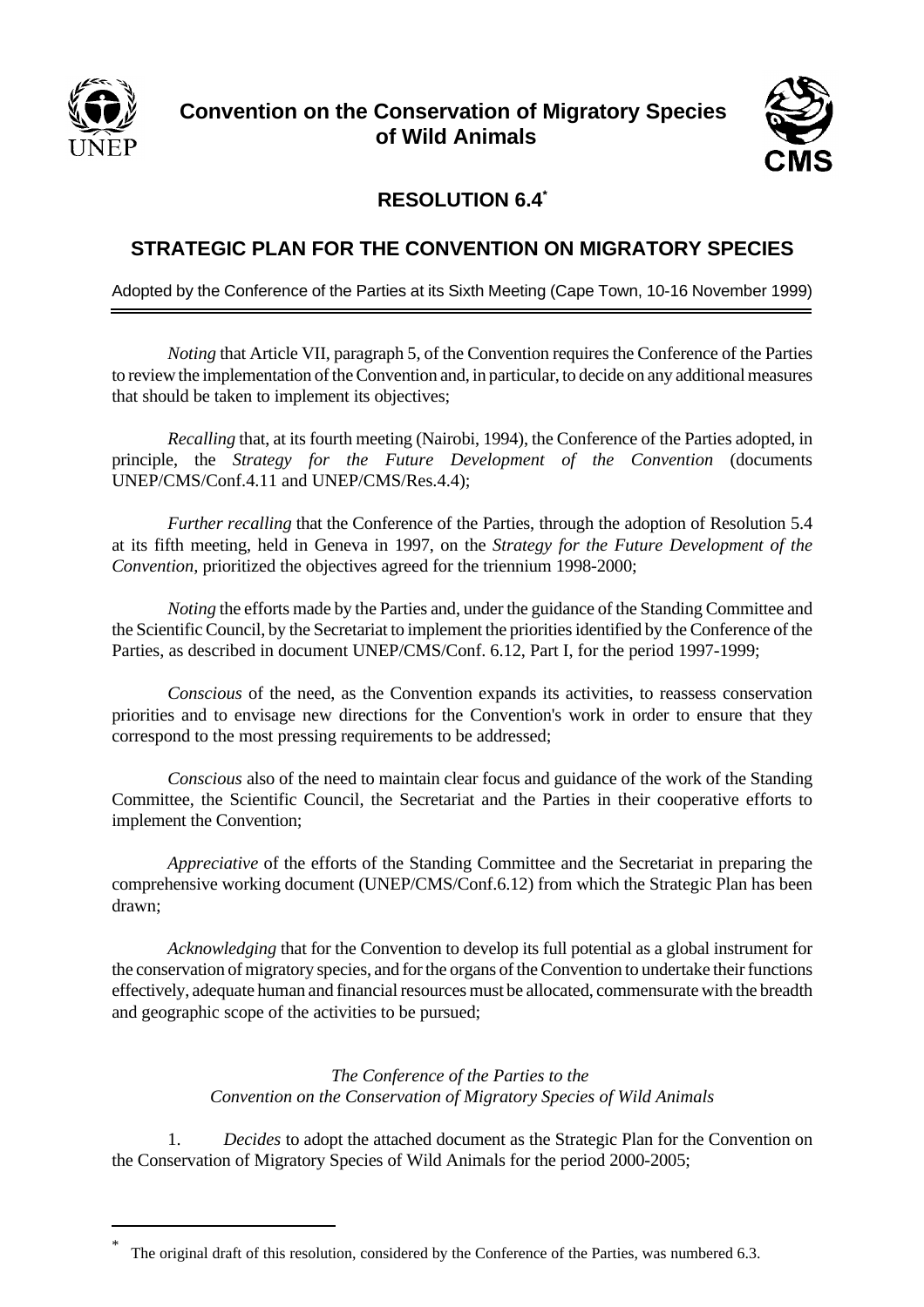**Convention on the Conservation of Migratory Species of Wild Animals**

# RESOLUTION 6.4*

## STRATEGIC PLAN FOR THE CONVENTION ON MIGRATORY SPECIES

Adopted by the Conference of the Parties at its Sixth Meeting (Cape Town, 10-16 November 1999)

---

*Noting* that Article VII, paragraph 5, of the Convention requires the Conference of the Parties to review the implementation of the Convention and, in particular, to decide on any additional measures that should be taken to implement its objectives;

*Recalling* that, at its fourth meeting (Nairobi, 1994), the Conference of the Parties adopted, in principle, the *Strategy for the Future Development of the Convention* (documents UNEP/CMS/Conf.4.11 and UNEP/CMS/Res.4.4);

*Further recalling* that the Conference of the Parties, through the adoption of Resolution 5.4 at its fifth meeting, held in Geneva in 1997, on the *Strategy for the Future Development of the Convention,* prioritized the objectives agreed for the triennium 1998-2000;

*Noting* the efforts made by the Parties and, under the guidance of the Standing Committee and the Scientific Council, by the Secretariat to implement the priorities identified by the Conference of the Parties, as described in document UNEP/CMS/Conf. 6.12, Part I, for the period 1997-1999;

*Conscious* of the need, as the Convention expands its activities, to reassess conservation priorities and to envisage new directions for the Convention's work in order to ensure that they correspond to the most pressing requirements to be addressed;

*Conscious* also of the need to maintain clear focus and guidance of the work of the Standing Committee, the Scientific Council, the Secretariat and the Parties in their cooperative efforts to implement the Convention;

*Appreciative* of the efforts of the Standing Committee and the Secretariat in preparing the comprehensive working document (UNEP/CMS/Conf.6.12) from which the Strategic Plan has been drawn;

*Acknowledging* that for the Convention to develop its full potential as a global instrument for the conservation of migratory species, and for the organs of the Convention to undertake their functions effectively, adequate human and financial resources must be allocated, commensurate with the breadth and geographic scope of the activities to be pursued;

*The Conference of the Parties to the Convention on the Conservation of Migratory Species of Wild Animals*

1. *Decides* to adopt the attached document as the Strategic Plan for the Convention on the Conservation of Migratory Species of Wild Animals for the period 2000-2005;

---

\* The original draft of this resolution, considered by the Conference of the Parties, was numbered 6.3.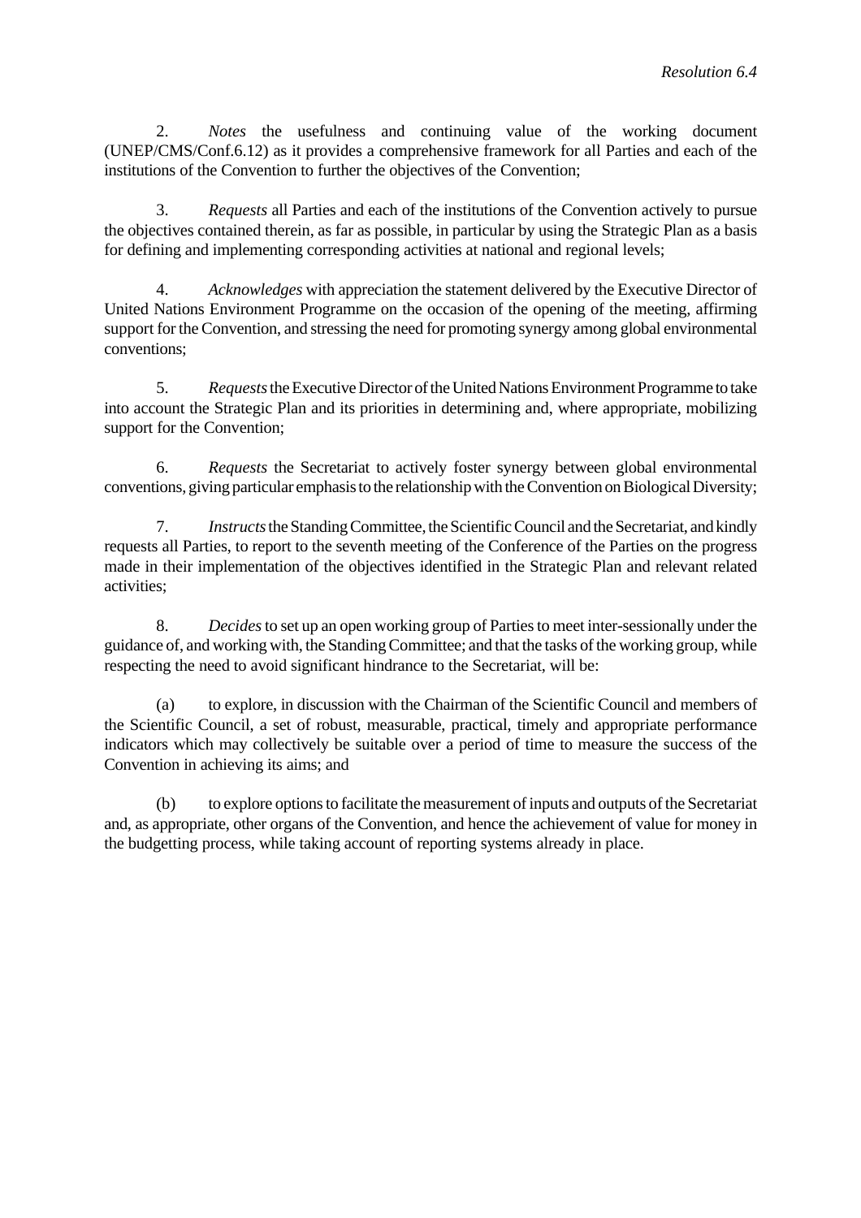2. *Notes* the usefulness and continuing value of the working document (UNEP/CMS/Conf.6.12) as it provides a comprehensive framework for all Parties and each of the institutions of the Convention to further the objectives of the Convention;

3. *Requests* all Parties and each of the institutions of the Convention actively to pursue the objectives contained therein, as far as possible, in particular by using the Strategic Plan as a basis for defining and implementing corresponding activities at national and regional levels;

4. *Acknowledges* with appreciation the statement delivered by the Executive Director of United Nations Environment Programme on the occasion of the opening of the meeting, affirming support for the Convention, and stressing the need for promoting synergy among global environmental conventions;

5. *Requests* the Executive Director of the United Nations Environment Programme to take into account the Strategic Plan and its priorities in determining and, where appropriate, mobilizing support for the Convention;

6. *Requests* the Secretariat to actively foster synergy between global environmental conventions, giving particular emphasis to the relationship with the Convention on Biological Diversity;

7. *Instructs* the Standing Committee, the Scientific Council and the Secretariat, and kindly requests all Parties, to report to the seventh meeting of the Conference of the Parties on the progress made in their implementation of the objectives identified in the Strategic Plan and relevant related activities;

8. *Decides* to set up an open working group of Parties to meet inter-sessionally under the guidance of, and working with, the Standing Committee; and that the tasks of the working group, while respecting the need to avoid significant hindrance to the Secretariat, will be:

(a) to explore, in discussion with the Chairman of the Scientific Council and members of the Scientific Council, a set of robust, measurable, practical, timely and appropriate performance indicators which may collectively be suitable over a period of time to measure the success of the Convention in achieving its aims; and

(b) to explore options to facilitate the measurement of inputs and outputs of the Secretariat and, as appropriate, other organs of the Convention, and hence the achievement of value for money in the budgetting process, while taking account of reporting systems already in place.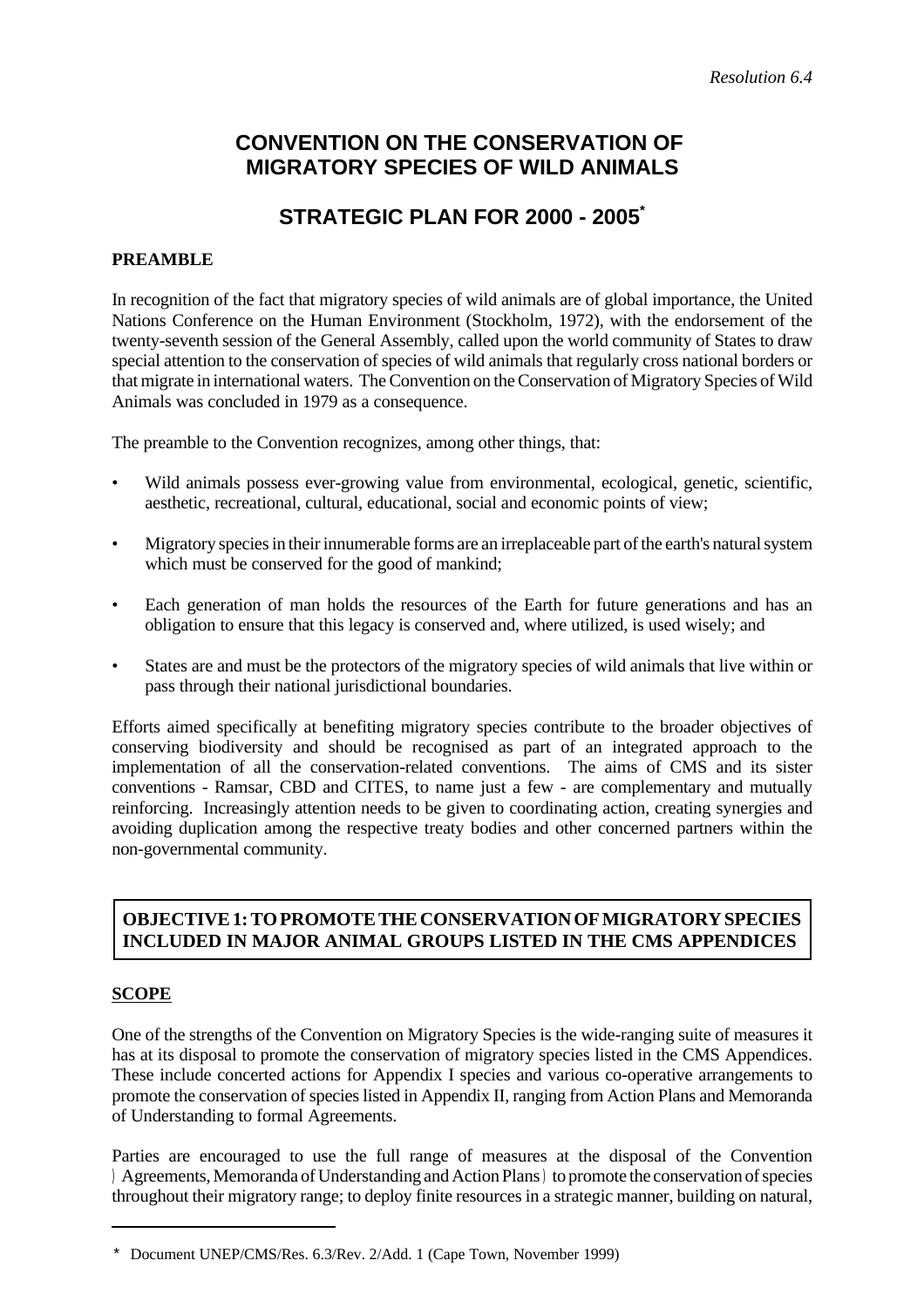*Resolution 6.4*

# CONVENTION ON THE CONSERVATION OF MIGRATORY SPECIES OF WILD ANIMALS

# STRATEGIC PLAN FOR 2000 - 2005*

**PREAMBLE**

In recognition of the fact that migratory species of wild animals are of global importance, the United Nations Conference on the Human Environment (Stockholm, 1972), with the endorsement of the twenty-seventh session of the General Assembly, called upon the world community of States to draw special attention to the conservation of species of wild animals that regularly cross national borders or that migrate in international waters. The Convention on the Conservation of Migratory Species of Wild Animals was concluded in 1979 as a consequence.

The preamble to the Convention recognizes, among other things, that:

- Wild animals possess ever-growing value from environmental, ecological, genetic, scientific, aesthetic, recreational, cultural, educational, social and economic points of view;
- Migratory species in their innumerable forms are an irreplaceable part of the earth's natural system which must be conserved for the good of mankind;
- Each generation of man holds the resources of the Earth for future generations and has an obligation to ensure that this legacy is conserved and, where utilized, is used wisely; and
- States are and must be the protectors of the migratory species of wild animals that live within or pass through their national jurisdictional boundaries.

Efforts aimed specifically at benefiting migratory species contribute to the broader objectives of conserving biodiversity and should be recognised as part of an integrated approach to the implementation of all the conservation-related conventions. The aims of CMS and its sister conventions - Ramsar, CBD and CITES, to name just a few - are complementary and mutually reinforcing. Increasingly attention needs to be given to coordinating action, creating synergies and avoiding duplication among the respective treaty bodies and other concerned partners within the non-governmental community.

**OBJECTIVE 1: TO PROMOTE THE CONSERVATION OF MIGRATORY SPECIES INCLUDED IN MAJOR ANIMAL GROUPS LISTED IN THE CMS APPENDICES**

**SCOPE**

One of the strengths of the Convention on Migratory Species is the wide-ranging suite of measures it has at its disposal to promote the conservation of migratory species listed in the CMS Appendices. These include concerted actions for Appendix I species and various co-operative arrangements to promote the conservation of species listed in Appendix II, ranging from Action Plans and Memoranda of Understanding to formal Agreements.

Parties are encouraged to use the full range of measures at the disposal of the Convention (Agreements, Memoranda of Understanding and Action Plans) to promote the conservation of species throughout their migratory range; to deploy finite resources in a strategic manner, building on natural,

---

* Document UNEP/CMS/Res. 6.3/Rev. 2/Add. 1 (Cape Town, November 1999)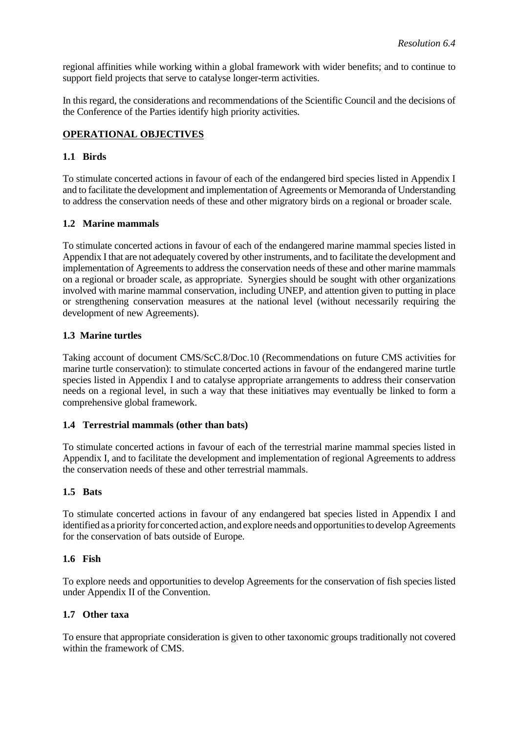regional affinities while working within a global framework with wider benefits; and to continue to support field projects that serve to catalyse longer-term activities.

In this regard, the considerations and recommendations of the Scientific Council and the decisions of the Conference of the Parties identify high priority activities.

## OPERATIONAL OBJECTIVES

### 1.1 Birds

To stimulate concerted actions in favour of each of the endangered bird species listed in Appendix I and to facilitate the development and implementation of Agreements or Memoranda of Understanding to address the conservation needs of these and other migratory birds on a regional or broader scale.

### 1.2 Marine mammals

To stimulate concerted actions in favour of each of the endangered marine mammal species listed in Appendix I that are not adequately covered by other instruments, and to facilitate the development and implementation of Agreements to address the conservation needs of these and other marine mammals on a regional or broader scale, as appropriate. Synergies should be sought with other organizations involved with marine mammal conservation, including UNEP, and attention given to putting in place or strengthening conservation measures at the national level (without necessarily requiring the development of new Agreements).

### 1.3 Marine turtles

Taking account of document CMS/ScC.8/Doc.10 (Recommendations on future CMS activities for marine turtle conservation): to stimulate concerted actions in favour of the endangered marine turtle species listed in Appendix I and to catalyse appropriate arrangements to address their conservation needs on a regional level, in such a way that these initiatives may eventually be linked to form a comprehensive global framework.

### 1.4 Terrestrial mammals (other than bats)

To stimulate concerted actions in favour of each of the terrestrial marine mammal species listed in Appendix I, and to facilitate the development and implementation of regional Agreements to address the conservation needs of these and other terrestrial mammals.

### 1.5 Bats

To stimulate concerted actions in favour of any endangered bat species listed in Appendix I and identified as a priority for concerted action, and explore needs and opportunities to develop Agreements for the conservation of bats outside of Europe.

### 1.6 Fish

To explore needs and opportunities to develop Agreements for the conservation of fish species listed under Appendix II of the Convention.

### 1.7 Other taxa

To ensure that appropriate consideration is given to other taxonomic groups traditionally not covered within the framework of CMS.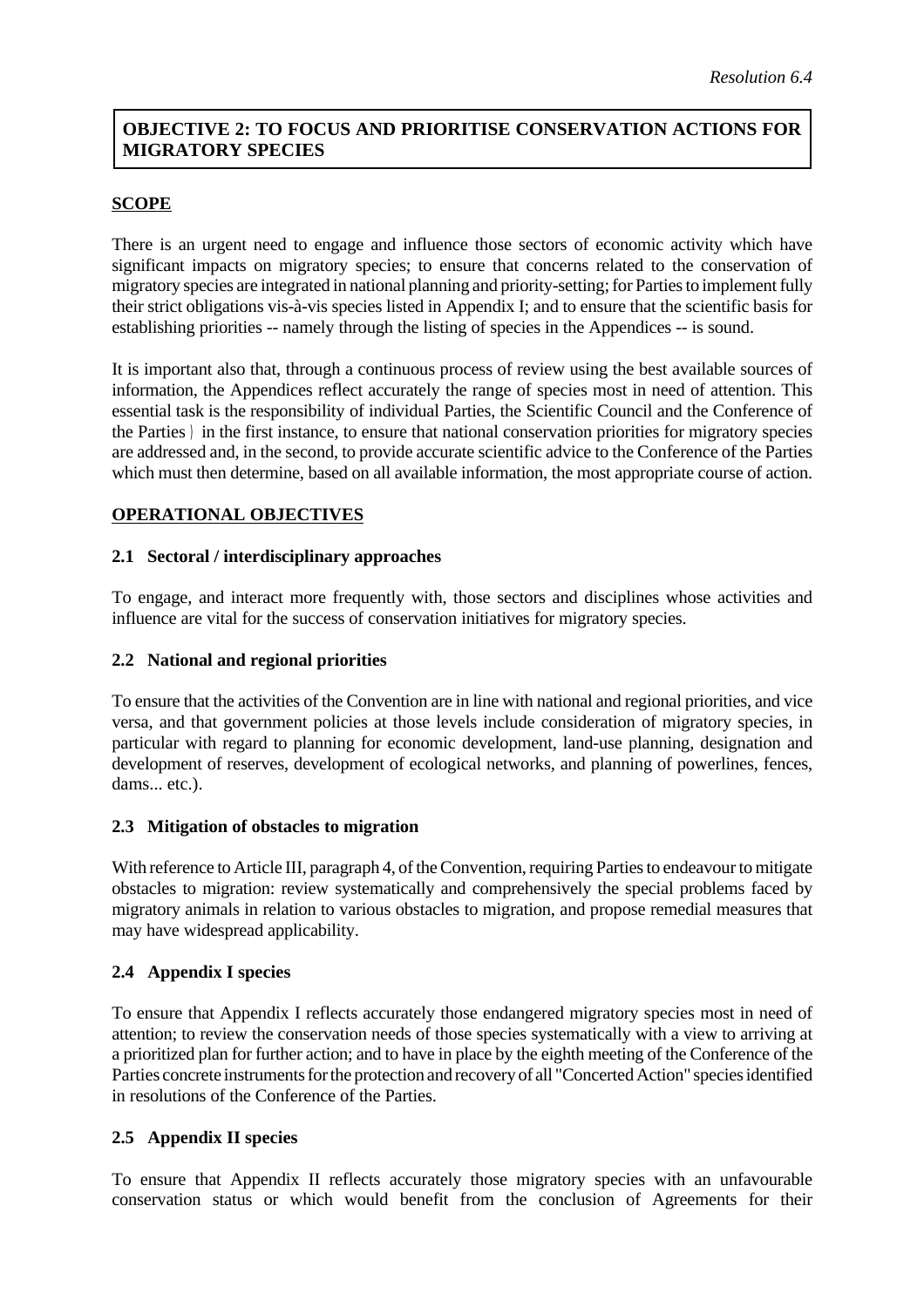**OBJECTIVE 2: TO FOCUS AND PRIORITISE CONSERVATION ACTIONS FOR MIGRATORY SPECIES**

## SCOPE

There is an urgent need to engage and influence those sectors of economic activity which have significant impacts on migratory species; to ensure that concerns related to the conservation of migratory species are integrated in national planning and priority-setting; for Parties to implement fully their strict obligations vis-à-vis species listed in Appendix I; and to ensure that the scientific basis for establishing priorities -- namely through the listing of species in the Appendices -- is sound.

It is important also that, through a continuous process of review using the best available sources of information, the Appendices reflect accurately the range of species most in need of attention. This essential task is the responsibility of individual Parties, the Scientific Council and the Conference of the Parties — in the first instance, to ensure that national conservation priorities for migratory species are addressed and, in the second, to provide accurate scientific advice to the Conference of the Parties which must then determine, based on all available information, the most appropriate course of action.

## OPERATIONAL OBJECTIVES

### 2.1 Sectoral / interdisciplinary approaches

To engage, and interact more frequently with, those sectors and disciplines whose activities and influence are vital for the success of conservation initiatives for migratory species.

### 2.2 National and regional priorities

To ensure that the activities of the Convention are in line with national and regional priorities, and vice versa, and that government policies at those levels include consideration of migratory species, in particular with regard to planning for economic development, land-use planning, designation and development of reserves, development of ecological networks, and planning of powerlines, fences, dams... etc.).

### 2.3 Mitigation of obstacles to migration

With reference to Article III, paragraph 4, of the Convention, requiring Parties to endeavour to mitigate obstacles to migration: review systematically and comprehensively the special problems faced by migratory animals in relation to various obstacles to migration, and propose remedial measures that may have widespread applicability.

### 2.4 Appendix I species

To ensure that Appendix I reflects accurately those endangered migratory species most in need of attention; to review the conservation needs of those species systematically with a view to arriving at a prioritized plan for further action; and to have in place by the eighth meeting of the Conference of the Parties concrete instruments for the protection and recovery of all "Concerted Action" species identified in resolutions of the Conference of the Parties.

### 2.5 Appendix II species

To ensure that Appendix II reflects accurately those migratory species with an unfavourable conservation status or which would benefit from the conclusion of Agreements for their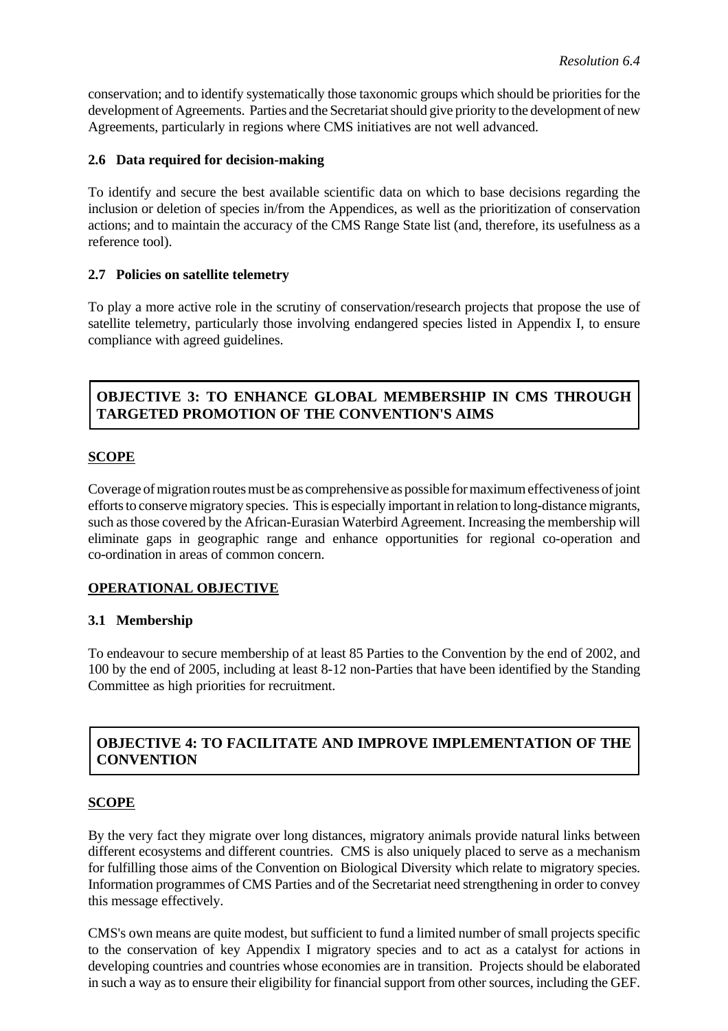conservation; and to identify systematically those taxonomic groups which should be priorities for the development of Agreements. Parties and the Secretariat should give priority to the development of new Agreements, particularly in regions where CMS initiatives are not well advanced.

### 2.6 Data required for decision-making

To identify and secure the best available scientific data on which to base decisions regarding the inclusion or deletion of species in/from the Appendices, as well as the prioritization of conservation actions; and to maintain the accuracy of the CMS Range State list (and, therefore, its usefulness as a reference tool).

### 2.7 Policies on satellite telemetry

To play a more active role in the scrutiny of conservation/research projects that propose the use of satellite telemetry, particularly those involving endangered species listed in Appendix I, to ensure compliance with agreed guidelines.

## OBJECTIVE 3: TO ENHANCE GLOBAL MEMBERSHIP IN CMS THROUGH TARGETED PROMOTION OF THE CONVENTION'S AIMS

**SCOPE**

Coverage of migration routes must be as comprehensive as possible for maximum effectiveness of joint efforts to conserve migratory species. This is especially important in relation to long-distance migrants, such as those covered by the African-Eurasian Waterbird Agreement. Increasing the membership will eliminate gaps in geographic range and enhance opportunities for regional co-operation and co-ordination in areas of common concern.

**OPERATIONAL OBJECTIVE**

### 3.1 Membership

To endeavour to secure membership of at least 85 Parties to the Convention by the end of 2002, and 100 by the end of 2005, including at least 8-12 non-Parties that have been identified by the Standing Committee as high priorities for recruitment.

## OBJECTIVE 4: TO FACILITATE AND IMPROVE IMPLEMENTATION OF THE CONVENTION

**SCOPE**

By the very fact they migrate over long distances, migratory animals provide natural links between different ecosystems and different countries. CMS is also uniquely placed to serve as a mechanism for fulfilling those aims of the Convention on Biological Diversity which relate to migratory species. Information programmes of CMS Parties and of the Secretariat need strengthening in order to convey this message effectively.

CMS's own means are quite modest, but sufficient to fund a limited number of small projects specific to the conservation of key Appendix I migratory species and to act as a catalyst for actions in developing countries and countries whose economies are in transition. Projects should be elaborated in such a way as to ensure their eligibility for financial support from other sources, including the GEF.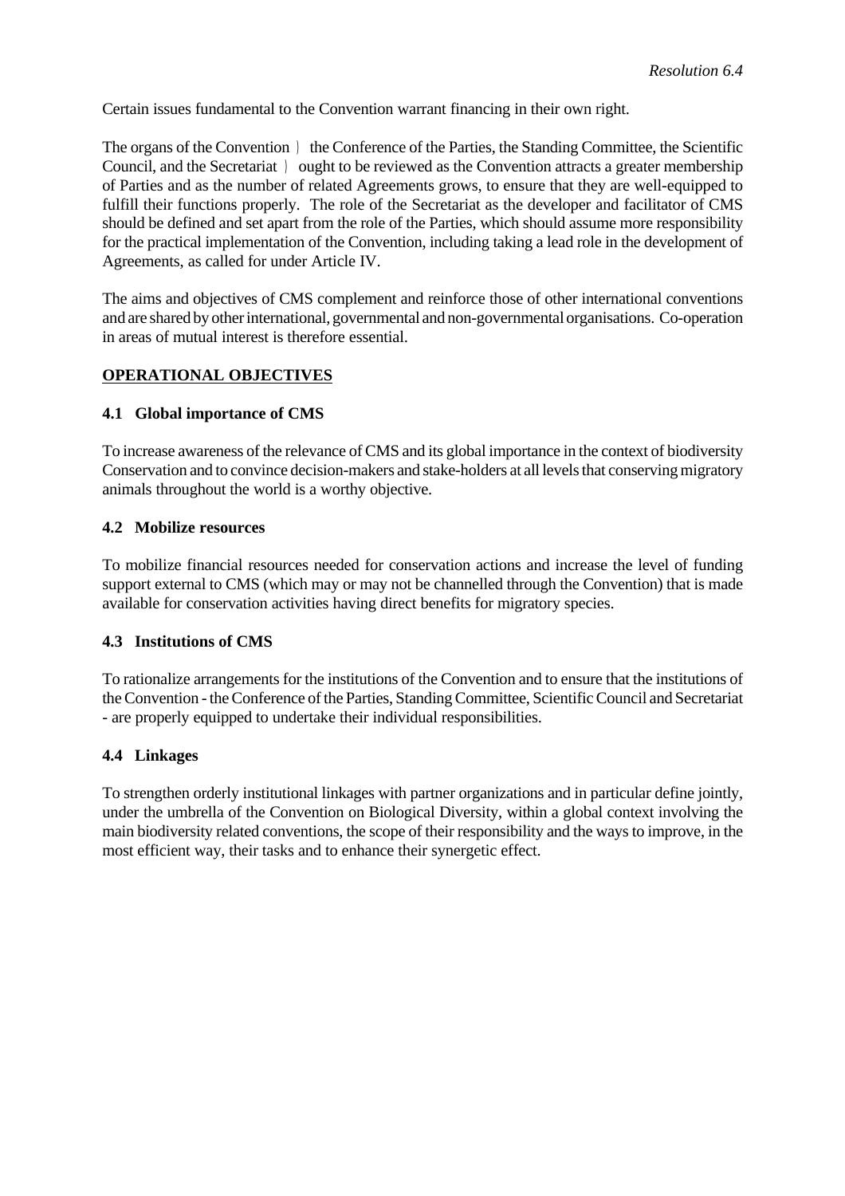Certain issues fundamental to the Convention warrant financing in their own right.

The organs of the Convention 〕 the Conference of the Parties, the Standing Committee, the Scientific Council, and the Secretariat 〕 ought to be reviewed as the Convention attracts a greater membership of Parties and as the number of related Agreements grows, to ensure that they are well-equipped to fulfill their functions properly. The role of the Secretariat as the developer and facilitator of CMS should be defined and set apart from the role of the Parties, which should assume more responsibility for the practical implementation of the Convention, including taking a lead role in the development of Agreements, as called for under Article IV.

The aims and objectives of CMS complement and reinforce those of other international conventions and are shared by other international, governmental and non-governmental organisations. Co-operation in areas of mutual interest is therefore essential.

## OPERATIONAL OBJECTIVES

### 4.1 Global importance of CMS

To increase awareness of the relevance of CMS and its global importance in the context of biodiversity Conservation and to convince decision-makers and stake-holders at all levels that conserving migratory animals throughout the world is a worthy objective.

### 4.2 Mobilize resources

To mobilize financial resources needed for conservation actions and increase the level of funding support external to CMS (which may or may not be channelled through the Convention) that is made available for conservation activities having direct benefits for migratory species.

### 4.3 Institutions of CMS

To rationalize arrangements for the institutions of the Convention and to ensure that the institutions of the Convention - the Conference of the Parties, Standing Committee, Scientific Council and Secretariat - are properly equipped to undertake their individual responsibilities.

### 4.4 Linkages

To strengthen orderly institutional linkages with partner organizations and in particular define jointly, under the umbrella of the Convention on Biological Diversity, within a global context involving the main biodiversity related conventions, the scope of their responsibility and the ways to improve, in the most efficient way, their tasks and to enhance their synergetic effect.